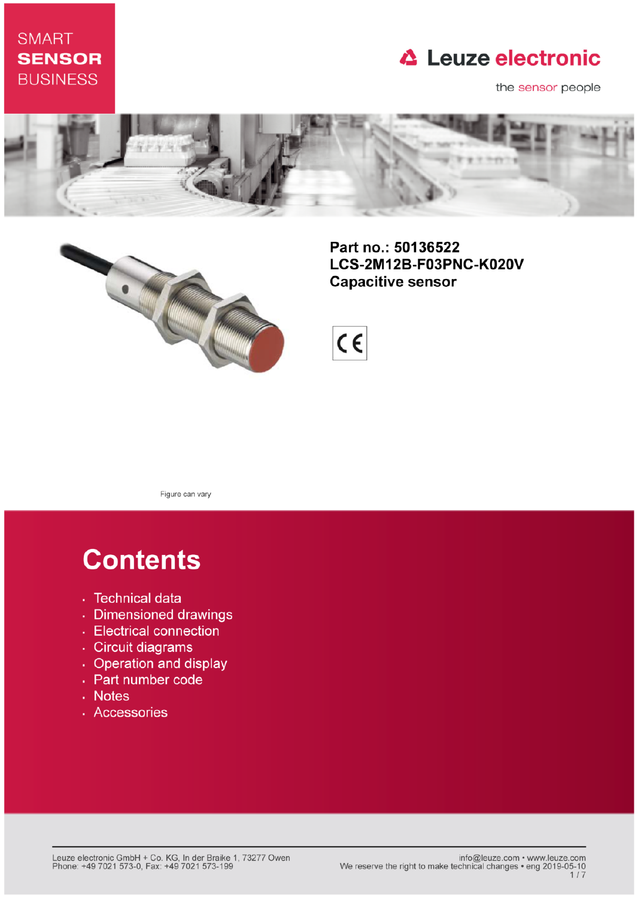SMART
**SENSOR**
BUSINESS

Leuze electronic

the sensor people

**Part no.: 50136522**
**LCS-2M12B-F03PNC-K020V**
**Capacitive sensor**

Figure can vary

# Contents

- Technical data
- Dimensioned drawings
- Electrical connection
- Circuit diagrams
- Operation and display
- Part number code
- Notes
- Accessories

Leuze electronic GmbH + Co. KG, In der Braike 1, 73277 Owen
Phone: +49 7021 573-0, Fax: +49 7021 573-199

info@leuze.com • www.leuze.com
We reserve the right to make technical changes • eng 2019-05-10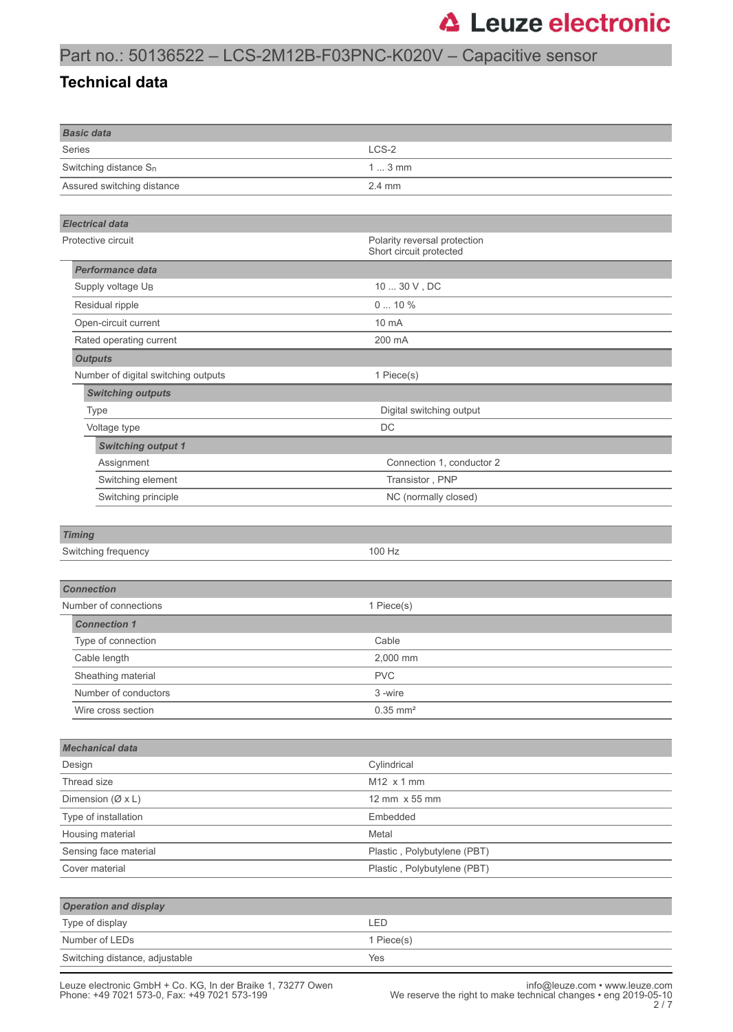# Part no.: 50136522 – LCS-2M12B-F03PNC-K020V – Capacitive sensor

## Technical data

| ***Basic data*** | |
|---|---|
| Series | LCS-2 |
| Switching distance $S_n$ | 1 ... 3 mm |
| Assured switching distance | 2.4 mm |

| ***Electrical data*** | |
|---|---|
| Protective circuit | Polarity reversal protection<br>Short circuit protected |
| ***Performance data*** | |
| Supply voltage $U_B$ | 10 ... 30 V , DC |
| Residual ripple | 0 ... 10 % |
| Open-circuit current | 10 mA |
| Rated operating current | 200 mA |
| ***Outputs*** | |
| Number of digital switching outputs | 1 Piece(s) |
| ***Switching outputs*** | |
| Type | Digital switching output |
| Voltage type | DC |
| ***Switching output 1*** | |
| Assignment | Connection 1, conductor 2 |
| Switching element | Transistor , PNP |
| Switching principle | NC (normally closed) |

| ***Timing*** | |
|---|---|
| Switching frequency | 100 Hz |

| ***Connection*** | |
|---|---|
| Number of connections | 1 Piece(s) |
| ***Connection 1*** | |
| Type of connection | Cable |
| Cable length | 2,000 mm |
| Sheathing material | PVC |
| Number of conductors | 3 -wire |
| Wire cross section | 0.35 mm² |

| ***Mechanical data*** | |
|---|---|
| Design | Cylindrical |
| Thread size | M12 x 1 mm |
| Dimension (Ø x L) | 12 mm x 55 mm |
| Type of installation | Embedded |
| Housing material | Metal |
| Sensing face material | Plastic , Polybutylene (PBT) |
| Cover material | Plastic , Polybutylene (PBT) |

| ***Operation and display*** | |
|---|---|
| Type of display | LED |
| Number of LEDs | 1 Piece(s) |
| Switching distance, adjustable | Yes |

Leuze electronic GmbH + Co. KG, In der Braike 1, 73277 Owen
Phone: +49 7021 573-0, Fax: +49 7021 573-199

info@leuze.com • www.leuze.com
We reserve the right to make technical changes • eng 2019-05-10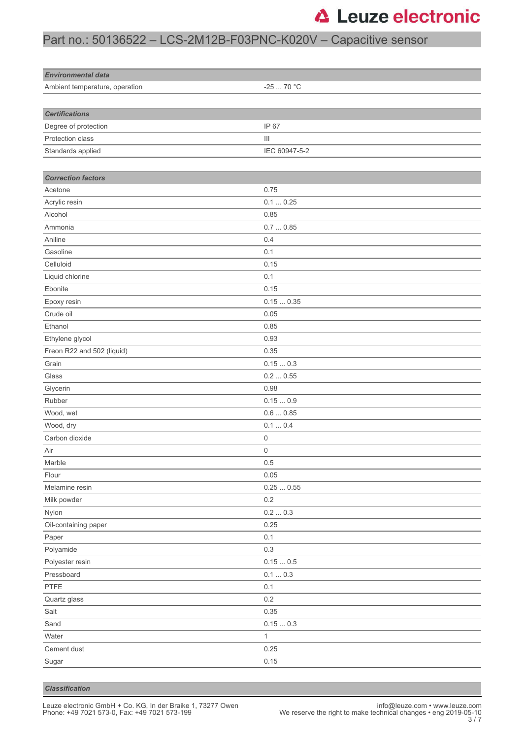## Environmental data

| | |
|---|---|
| Ambient temperature, operation | -25 ... 70 °C |

## Certifications

| | |
|---|---|
| Degree of protection | IP 67 |
| Protection class | III |
| Standards applied | IEC 60947-5-2 |

## Correction factors

| | |
|---|---|
| Acetone | 0.75 |
| Acrylic resin | 0.1 ... 0.25 |
| Alcohol | 0.85 |
| Ammonia | 0.7 ... 0.85 |
| Aniline | 0.4 |
| Gasoline | 0.1 |
| Celluloid | 0.15 |
| Liquid chlorine | 0.1 |
| Ebonite | 0.15 |
| Epoxy resin | 0.15 ... 0.35 |
| Crude oil | 0.05 |
| Ethanol | 0.85 |
| Ethylene glycol | 0.93 |
| Freon R22 and 502 (liquid) | 0.35 |
| Grain | 0.15 ... 0.3 |
| Glass | 0.2 ... 0.55 |
| Glycerin | 0.98 |
| Rubber | 0.15 ... 0.9 |
| Wood, wet | 0.6 ... 0.85 |
| Wood, dry | 0.1 ... 0.4 |
| Carbon dioxide | 0 |
| Air | 0 |
| Marble | 0.5 |
| Flour | 0.05 |
| Melamine resin | 0.25 ... 0.55 |
| Milk powder | 0.2 |
| Nylon | 0.2 ... 0.3 |
| Oil-containing paper | 0.25 |
| Paper | 0.1 |
| Polyamide | 0.3 |
| Polyester resin | 0.15 ... 0.5 |
| Pressboard | 0.1 ... 0.3 |
| PTFE | 0.1 |
| Quartz glass | 0.2 |
| Salt | 0.35 |
| Sand | 0.15 ... 0.3 |
| Water | 1 |
| Cement dust | 0.25 |
| Sugar | 0.15 |

## Classification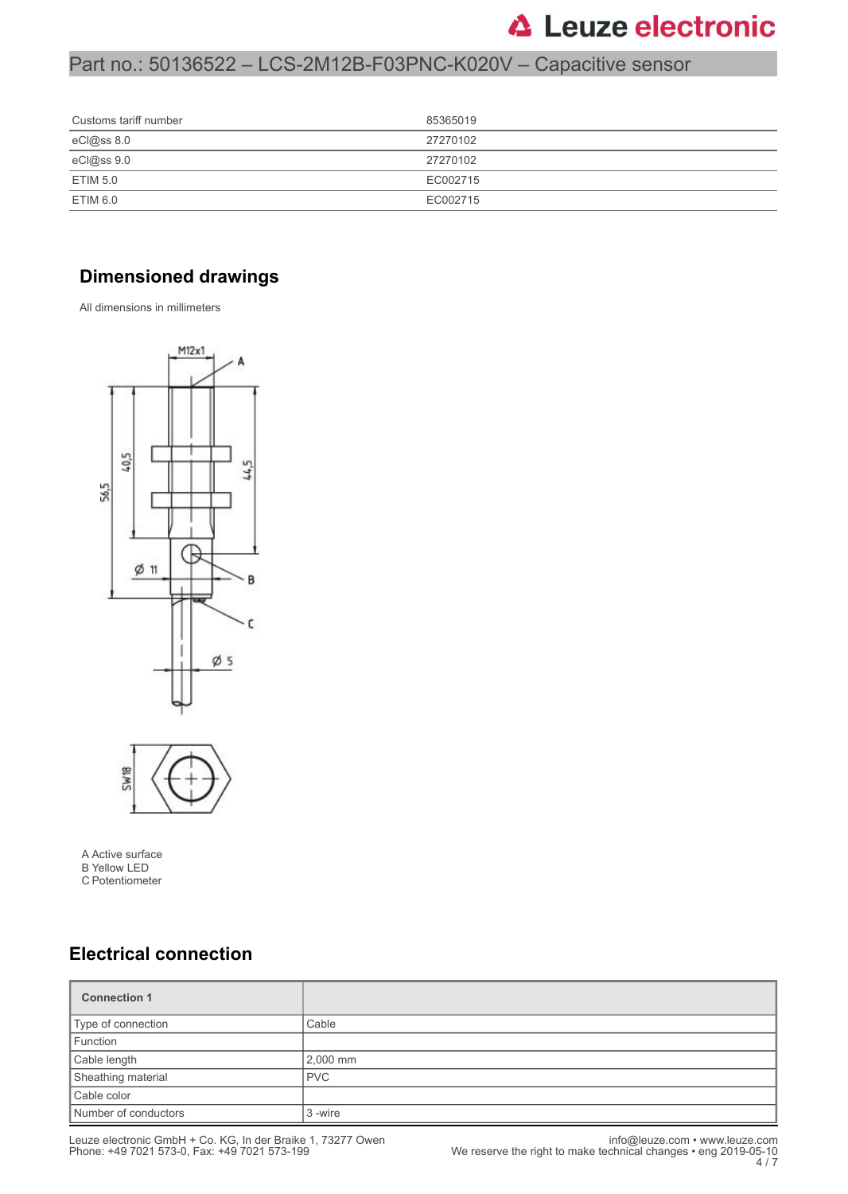| Customs tariff number | 85365019 |
|---|---|
| eCl@ss 8.0 | 27270102 |
| eCl@ss 9.0 | 27270102 |
| ETIM 5.0 | EC002715 |
| ETIM 6.0 | EC002715 |

## Dimensioned drawings

All dimensions in millimeters

A Active surface
B Yellow LED
C Potentiometer

## Electrical connection

| Connection 1 | |
|---|---|
| Type of connection | Cable |
| Function | |
| Cable length | 2,000 mm |
| Sheathing material | PVC |
| Cable color | |
| Number of conductors | 3 -wire |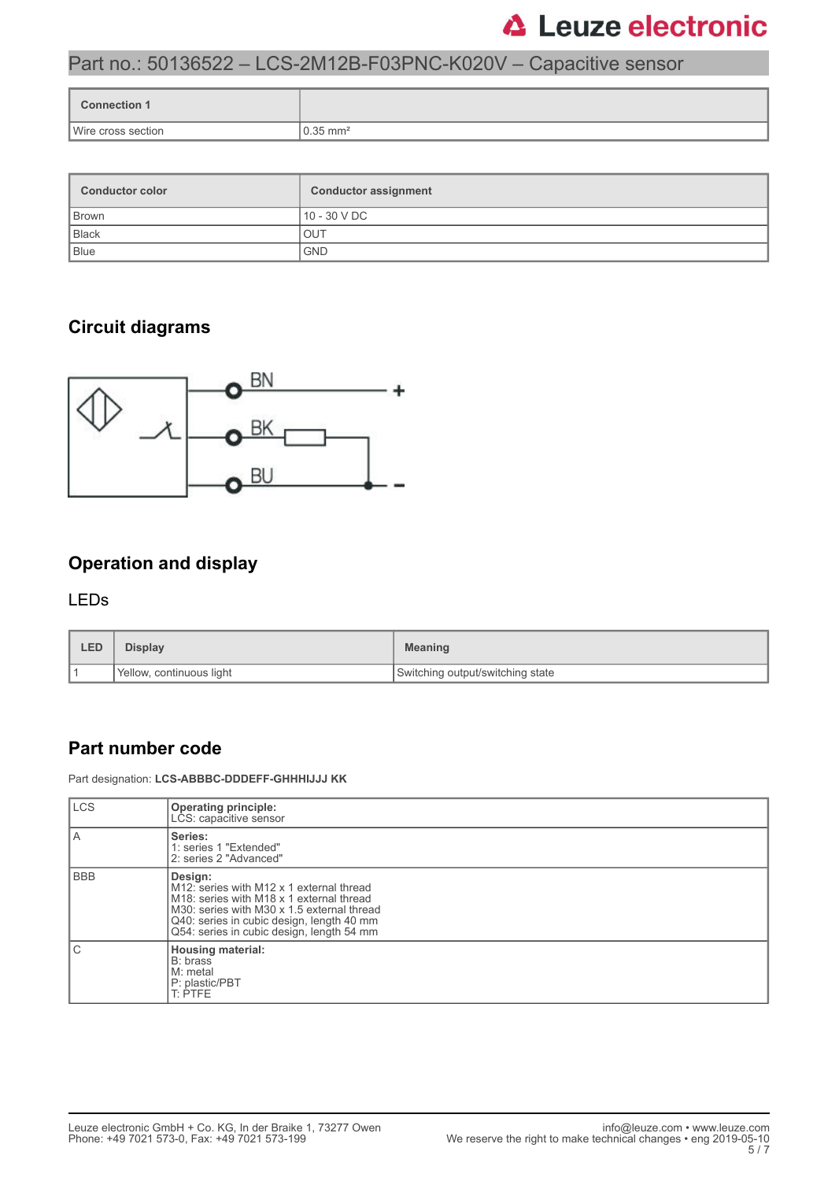## Part no.: 50136522 – LCS-2M12B-F03PNC-K020V – Capacitive sensor

| Connection 1 | |
|---|---|
| Wire cross section | 0.35 mm² |

| Conductor color | Conductor assignment |
|---|---|
| Brown | 10 - 30 V DC |
| Black | OUT |
| Blue | GND |

## Circuit diagrams

BN +

BK

BU -

## Operation and display

### LEDs

| LED | Display | Meaning |
|---|---|---|
| 1 | Yellow, continuous light | Switching output/switching state |

## Part number code

Part designation: **LCS-ABBBC-DDDEFF-GHHHIJJJ KK**

| | |
|---|---|
| LCS | **Operating principle:**<br>LCS: capacitive sensor |
| A | **Series:**<br>1: series 1 "Extended"<br>2: series 2 "Advanced" |
| BBB | **Design:**<br>M12: series with M12 x 1 external thread<br>M18: series with M18 x 1 external thread<br>M30: series with M30 x 1.5 external thread<br>Q40: series in cubic design, length 40 mm<br>Q54: series in cubic design, length 54 mm |
| C | **Housing material:**<br>B: brass<br>M: metal<br>P: plastic/PBT<br>T: PTFE |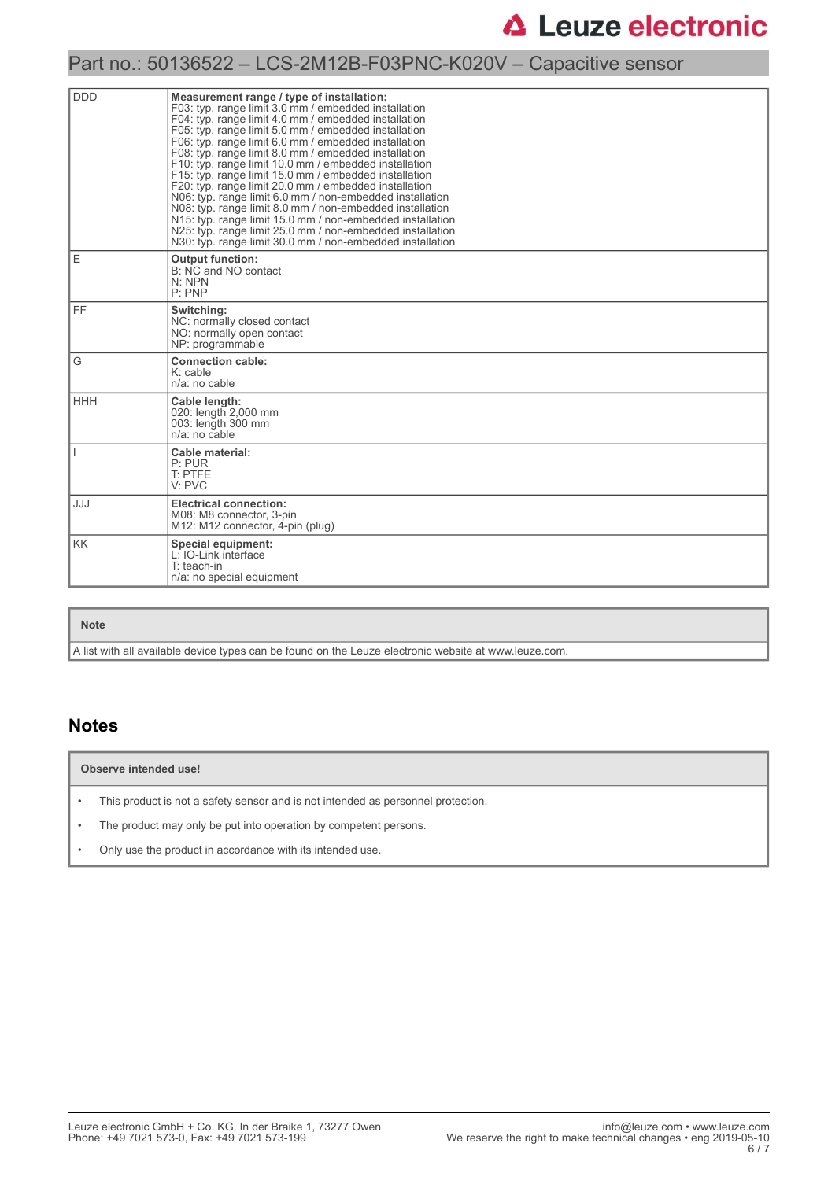| DDD | **Measurement range / type of installation:**<br>F03: typ. range limit 3.0 mm / embedded installation<br>F04: typ. range limit 4.0 mm / embedded installation<br>F05: typ. range limit 5.0 mm / embedded installation<br>F06: typ. range limit 6.0 mm / embedded installation<br>F08: typ. range limit 8.0 mm / embedded installation<br>F10: typ. range limit 10.0 mm / embedded installation<br>F15: typ. range limit 15.0 mm / embedded installation<br>F20: typ. range limit 20.0 mm / embedded installation<br>N06: typ. range limit 6.0 mm / non-embedded installation<br>N08: typ. range limit 8.0 mm / non-embedded installation<br>N15: typ. range limit 15.0 mm / non-embedded installation<br>N25: typ. range limit 25.0 mm / non-embedded installation<br>N30: typ. range limit 30.0 mm / non-embedded installation |
|---|---|
| E | **Output function:**<br>B: NC and NO contact<br>N: NPN<br>P: PNP |
| FF | **Switching:**<br>NC: normally closed contact<br>NO: normally open contact<br>NP: programmable |
| G | **Connection cable:**<br>K: cable<br>n/a: no cable |
| HHH | **Cable length:**<br>020: length 2,000 mm<br>003: length 300 mm<br>n/a: no cable |
| I | **Cable material:**<br>P: PUR<br>T: PTFE<br>V: PVC |
| JJJ | **Electrical connection:**<br>M08: M8 connector, 3-pin<br>M12: M12 connector, 4-pin (plug) |
| KK | **Special equipment:**<br>L: IO-Link interface<br>T: teach-in<br>n/a: no special equipment |

| **Note** |
|---|
| A list with all available device types can be found on the Leuze electronic website at www.leuze.com. |

## Notes

**Observe intended use!**

- This product is not a safety sensor and is not intended as personnel protection.
- The product may only be put into operation by competent persons.
- Only use the product in accordance with its intended use.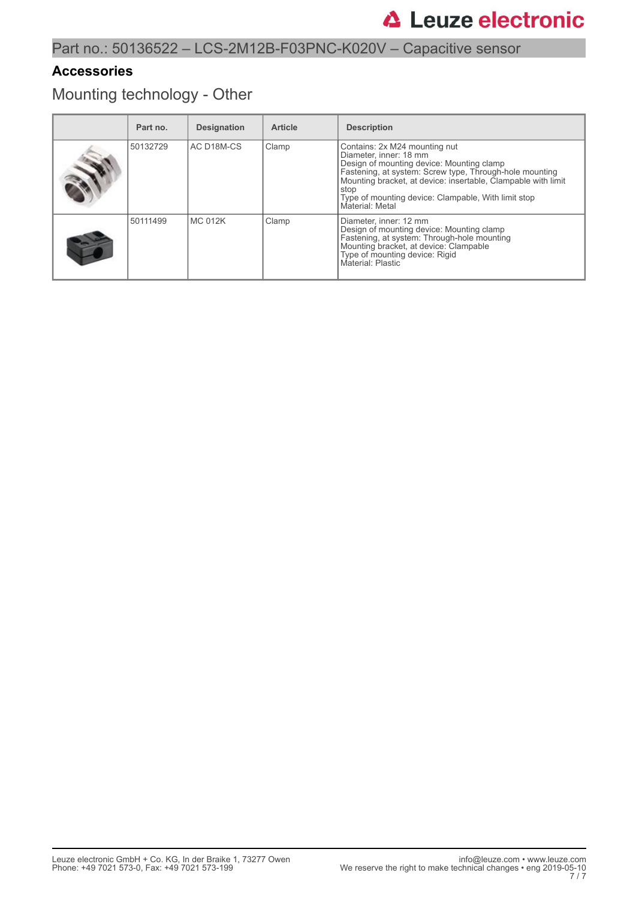Part no.: 50136522 – LCS-2M12B-F03PNC-K020V – Capacitive sensor

## Accessories

### Mounting technology - Other

| | Part no. | Designation | Article | Description |
|---|---|---|---|---|
| | 50132729 | AC D18M-CS | Clamp | Contains: 2x M24 mounting nut<br>Diameter, inner: 18 mm<br>Design of mounting device: Mounting clamp<br>Fastening, at system: Screw type, Through-hole mounting<br>Mounting bracket, at device: insertable, Clampable with limit stop<br>Type of mounting device: Clampable, With limit stop<br>Material: Metal |
| | 50111499 | MC 012K | Clamp | Diameter, inner: 12 mm<br>Design of mounting device: Mounting clamp<br>Fastening, at system: Through-hole mounting<br>Mounting bracket, at device: Clampable<br>Type of mounting device: Rigid<br>Material: Plastic |

Leuze electronic GmbH + Co. KG, In der Braike 1, 73277 Owen
Phone: +49 7021 573-0, Fax: +49 7021 573-199

info@leuze.com • www.leuze.com
We reserve the right to make technical changes • eng 2019-05-10